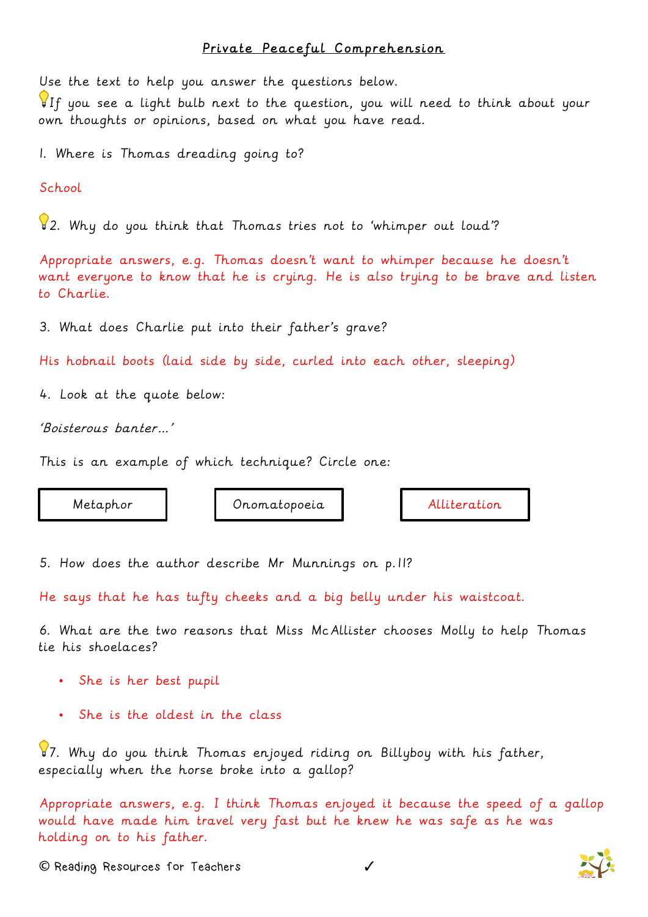# Private Peaceful Comprehension

Use the text to help you answer the questions below.

💡If you see a light bulb next to the question, you will need to think about your own thoughts or opinions, based on what you have read.

1. Where is Thomas dreading going to?

School

💡2. Why do you think that Thomas tries not to 'whimper out loud'?

Appropriate answers, e.g. Thomas doesn't want to whimper because he doesn't want everyone to know that he is crying. He is also trying to be brave and listen to Charlie.

3. What does Charlie put into their father's grave?

His hobnail boots (laid side by side, curled into each other, sleeping)

4. Look at the quote below:

*'Boisterous banter…'*

This is an example of which technique? Circle one:

| Metaphor | Onomatopoeia | Alliteration |
|---|---|---|

5. How does the author describe Mr Munnings on p.11?

He says that he has tufty cheeks and a big belly under his waistcoat.

6. What are the two reasons that Miss McAllister chooses Molly to help Thomas tie his shoelaces?

- She is her best pupil
- She is the oldest in the class

💡7. Why do you think Thomas enjoyed riding on Billyboy with his father, especially when the horse broke into a gallop?

Appropriate answers, e.g. I think Thomas enjoyed it because the speed of a gallop would have made him travel very fast but he knew he was safe as he was holding on to his father.

© Reading Resources for Teachers ✓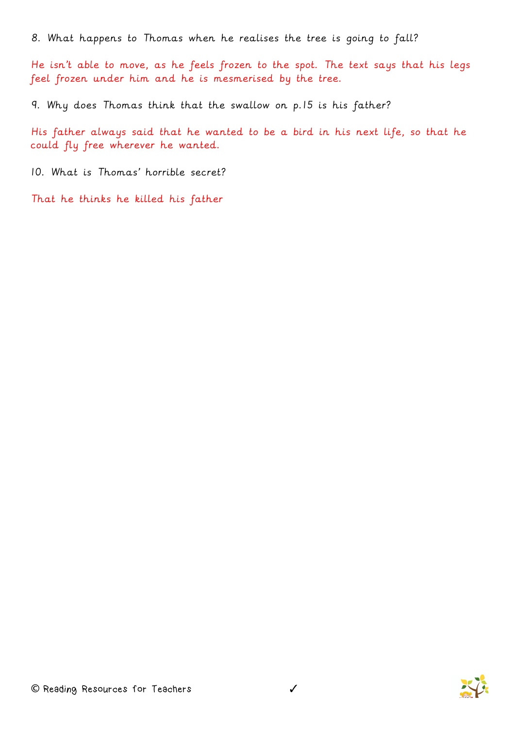8. What happens to Thomas when he realises the tree is going to fall?

He isn't able to move, as he feels frozen to the spot. The text says that his legs feel frozen under him and he is mesmerised by the tree.

9. Why does Thomas think that the swallow on p.15 is his father?

His father always said that he wanted to be a bird in his next life, so that he could fly free wherever he wanted.

10. What is Thomas' horrible secret?

That he thinks he killed his father